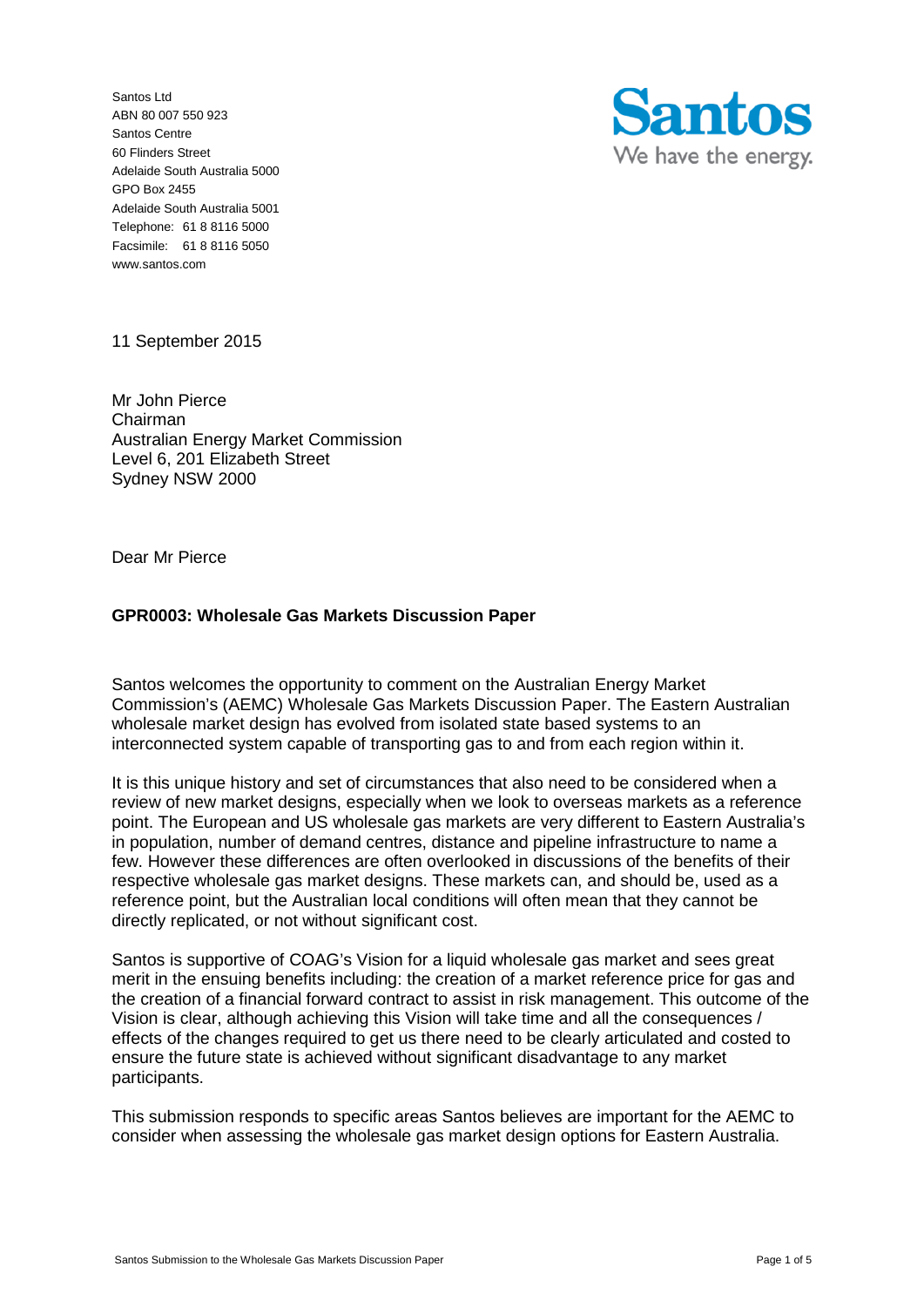Santos Ltd
ABN 80 007 550 923
Santos Centre
60 Flinders Street
Adelaide South Australia 5000
GPO Box 2455
Adelaide South Australia 5001
Telephone: 61 8 8116 5000
Facsimile: 61 8 8116 5050
www.santos.com

Santos
We have the energy.

11 September 2015

Mr John Pierce
Chairman
Australian Energy Market Commission
Level 6, 201 Elizabeth Street
Sydney NSW 2000

Dear Mr Pierce

**GPR0003: Wholesale Gas Markets Discussion Paper**

Santos welcomes the opportunity to comment on the Australian Energy Market Commission's (AEMC) Wholesale Gas Markets Discussion Paper. The Eastern Australian wholesale market design has evolved from isolated state based systems to an interconnected system capable of transporting gas to and from each region within it.

It is this unique history and set of circumstances that also need to be considered when a review of new market designs, especially when we look to overseas markets as a reference point. The European and US wholesale gas markets are very different to Eastern Australia's in population, number of demand centres, distance and pipeline infrastructure to name a few. However these differences are often overlooked in discussions of the benefits of their respective wholesale gas market designs. These markets can, and should be, used as a reference point, but the Australian local conditions will often mean that they cannot be directly replicated, or not without significant cost.

Santos is supportive of COAG's Vision for a liquid wholesale gas market and sees great merit in the ensuing benefits including: the creation of a market reference price for gas and the creation of a financial forward contract to assist in risk management. This outcome of the Vision is clear, although achieving this Vision will take time and all the consequences / effects of the changes required to get us there need to be clearly articulated and costed to ensure the future state is achieved without significant disadvantage to any market participants.

This submission responds to specific areas Santos believes are important for the AEMC to consider when assessing the wholesale gas market design options for Eastern Australia.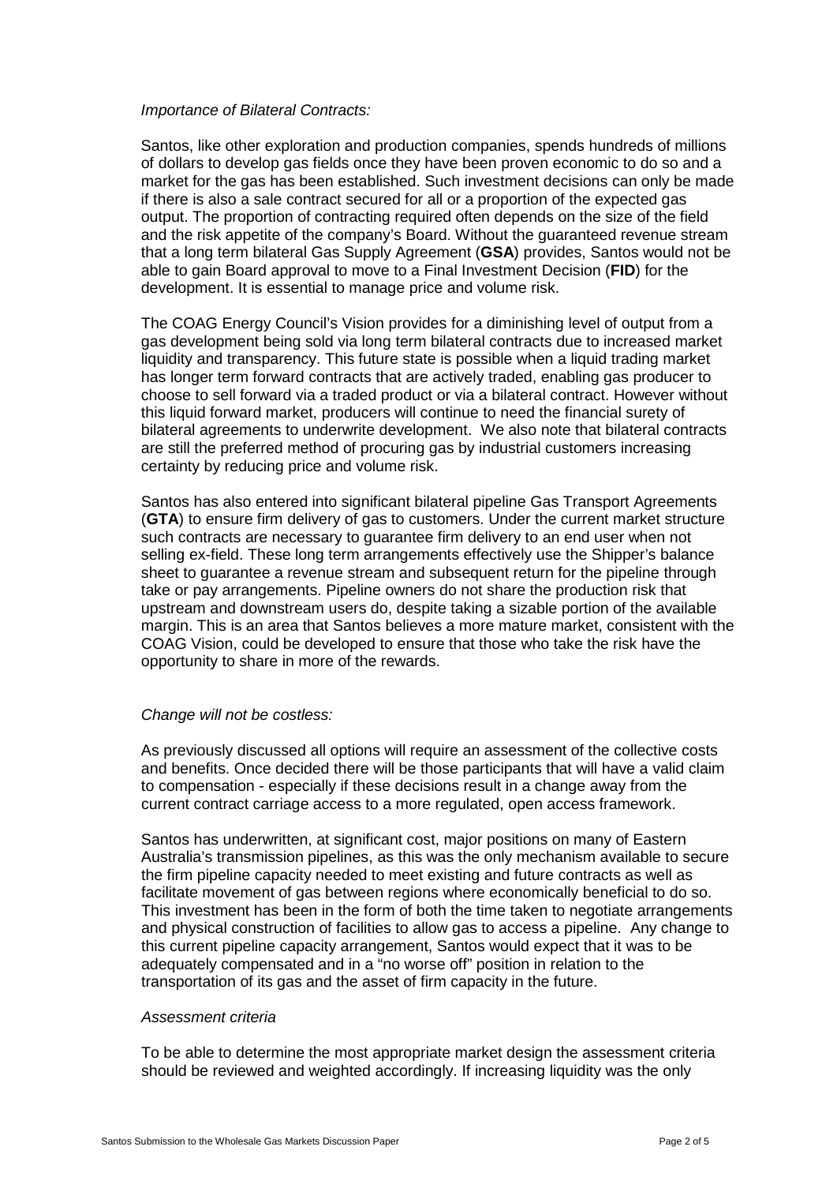*Importance of Bilateral Contracts:*

Santos, like other exploration and production companies, spends hundreds of millions of dollars to develop gas fields once they have been proven economic to do so and a market for the gas has been established. Such investment decisions can only be made if there is also a sale contract secured for all or a proportion of the expected gas output. The proportion of contracting required often depends on the size of the field and the risk appetite of the company's Board. Without the guaranteed revenue stream that a long term bilateral Gas Supply Agreement (**GSA**) provides, Santos would not be able to gain Board approval to move to a Final Investment Decision (**FID**) for the development. It is essential to manage price and volume risk.

The COAG Energy Council's Vision provides for a diminishing level of output from a gas development being sold via long term bilateral contracts due to increased market liquidity and transparency. This future state is possible when a liquid trading market has longer term forward contracts that are actively traded, enabling gas producer to choose to sell forward via a traded product or via a bilateral contract. However without this liquid forward market, producers will continue to need the financial surety of bilateral agreements to underwrite development. We also note that bilateral contracts are still the preferred method of procuring gas by industrial customers increasing certainty by reducing price and volume risk.

Santos has also entered into significant bilateral pipeline Gas Transport Agreements (**GTA**) to ensure firm delivery of gas to customers. Under the current market structure such contracts are necessary to guarantee firm delivery to an end user when not selling ex-field. These long term arrangements effectively use the Shipper's balance sheet to guarantee a revenue stream and subsequent return for the pipeline through take or pay arrangements. Pipeline owners do not share the production risk that upstream and downstream users do, despite taking a sizable portion of the available margin. This is an area that Santos believes a more mature market, consistent with the COAG Vision, could be developed to ensure that those who take the risk have the opportunity to share in more of the rewards.

*Change will not be costless:*

As previously discussed all options will require an assessment of the collective costs and benefits. Once decided there will be those participants that will have a valid claim to compensation - especially if these decisions result in a change away from the current contract carriage access to a more regulated, open access framework.

Santos has underwritten, at significant cost, major positions on many of Eastern Australia's transmission pipelines, as this was the only mechanism available to secure the firm pipeline capacity needed to meet existing and future contracts as well as facilitate movement of gas between regions where economically beneficial to do so. This investment has been in the form of both the time taken to negotiate arrangements and physical construction of facilities to allow gas to access a pipeline. Any change to this current pipeline capacity arrangement, Santos would expect that it was to be adequately compensated and in a "no worse off" position in relation to the transportation of its gas and the asset of firm capacity in the future.

*Assessment criteria*

To be able to determine the most appropriate market design the assessment criteria should be reviewed and weighted accordingly. If increasing liquidity was the only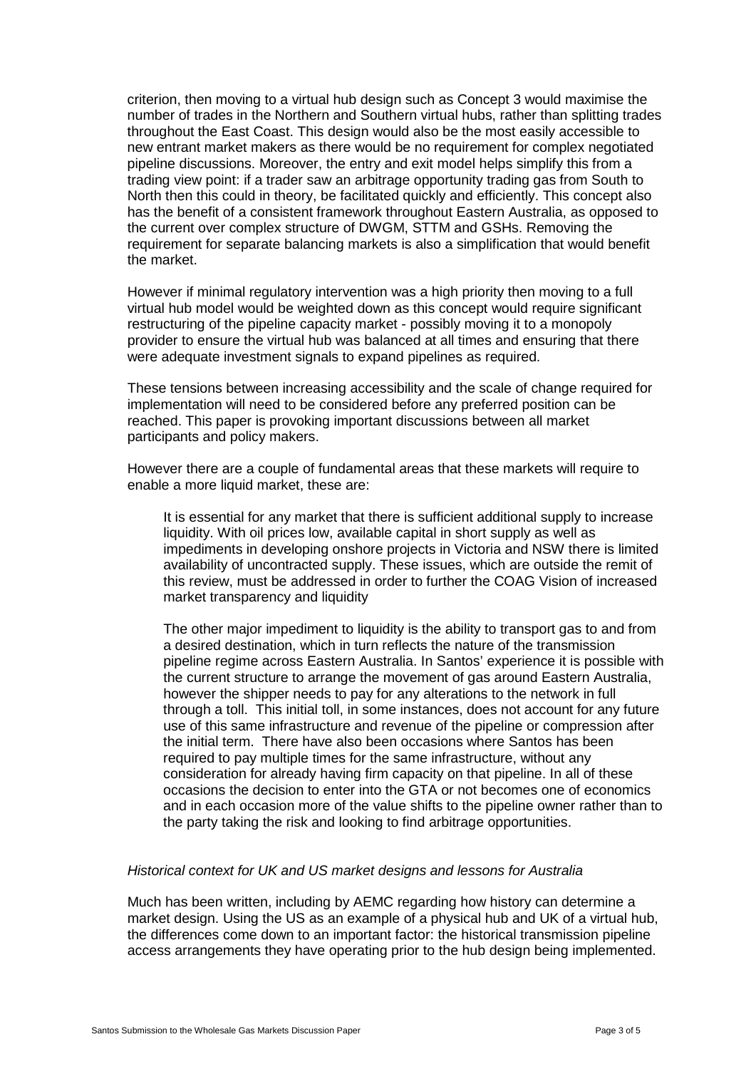criterion, then moving to a virtual hub design such as Concept 3 would maximise the number of trades in the Northern and Southern virtual hubs, rather than splitting trades throughout the East Coast. This design would also be the most easily accessible to new entrant market makers as there would be no requirement for complex negotiated pipeline discussions. Moreover, the entry and exit model helps simplify this from a trading view point: if a trader saw an arbitrage opportunity trading gas from South to North then this could in theory, be facilitated quickly and efficiently. This concept also has the benefit of a consistent framework throughout Eastern Australia, as opposed to the current over complex structure of DWGM, STTM and GSHs. Removing the requirement for separate balancing markets is also a simplification that would benefit the market.

However if minimal regulatory intervention was a high priority then moving to a full virtual hub model would be weighted down as this concept would require significant restructuring of the pipeline capacity market - possibly moving it to a monopoly provider to ensure the virtual hub was balanced at all times and ensuring that there were adequate investment signals to expand pipelines as required.

These tensions between increasing accessibility and the scale of change required for implementation will need to be considered before any preferred position can be reached. This paper is provoking important discussions between all market participants and policy makers.

However there are a couple of fundamental areas that these markets will require to enable a more liquid market, these are:

> It is essential for any market that there is sufficient additional supply to increase liquidity. With oil prices low, available capital in short supply as well as impediments in developing onshore projects in Victoria and NSW there is limited availability of uncontracted supply. These issues, which are outside the remit of this review, must be addressed in order to further the COAG Vision of increased market transparency and liquidity
>
> The other major impediment to liquidity is the ability to transport gas to and from a desired destination, which in turn reflects the nature of the transmission pipeline regime across Eastern Australia. In Santos' experience it is possible with the current structure to arrange the movement of gas around Eastern Australia, however the shipper needs to pay for any alterations to the network in full through a toll. This initial toll, in some instances, does not account for any future use of this same infrastructure and revenue of the pipeline or compression after the initial term. There have also been occasions where Santos has been required to pay multiple times for the same infrastructure, without any consideration for already having firm capacity on that pipeline. In all of these occasions the decision to enter into the GTA or not becomes one of economics and in each occasion more of the value shifts to the pipeline owner rather than to the party taking the risk and looking to find arbitrage opportunities.

*Historical context for UK and US market designs and lessons for Australia*

Much has been written, including by AEMC regarding how history can determine a market design. Using the US as an example of a physical hub and UK of a virtual hub, the differences come down to an important factor: the historical transmission pipeline access arrangements they have operating prior to the hub design being implemented.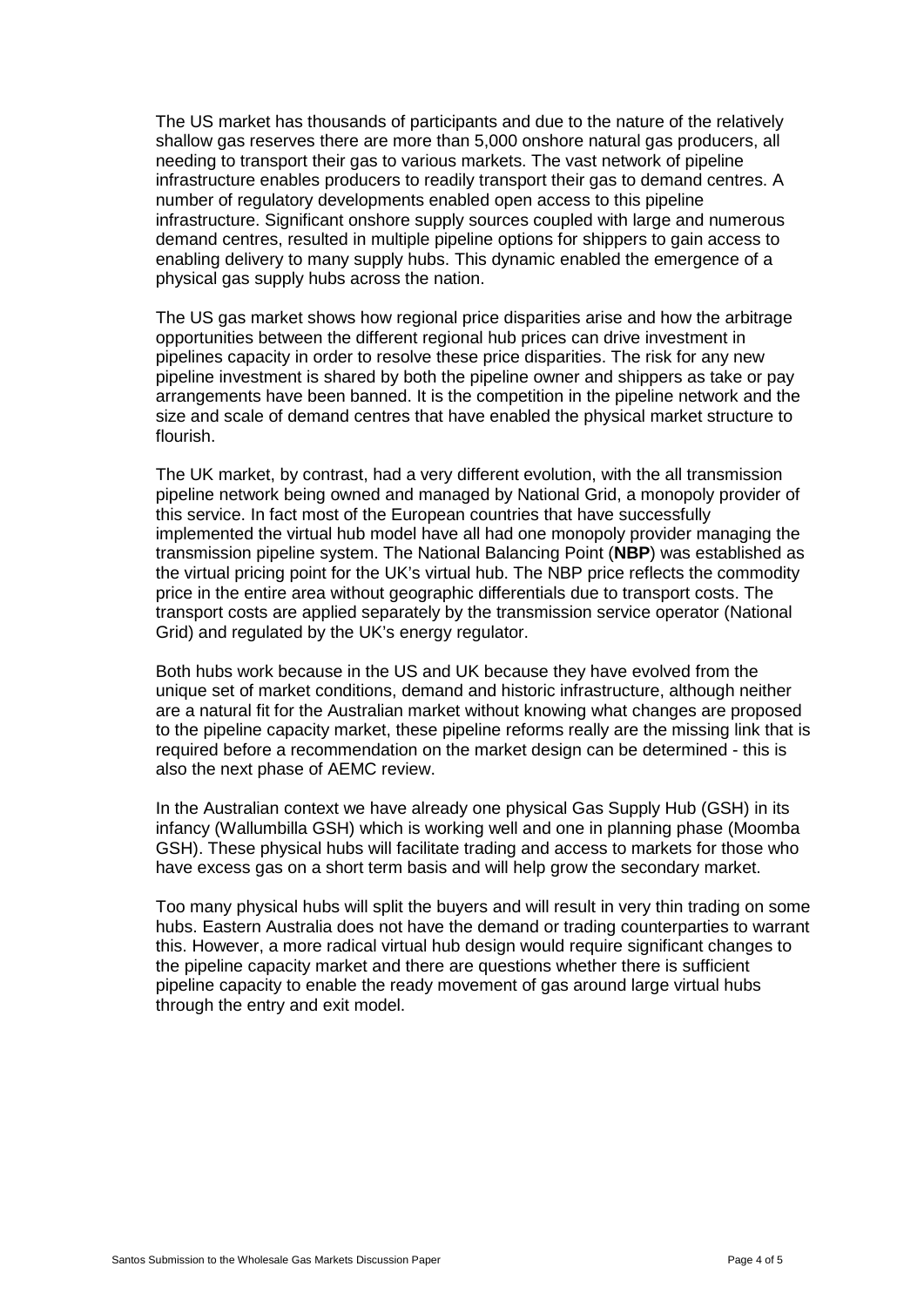The US market has thousands of participants and due to the nature of the relatively shallow gas reserves there are more than 5,000 onshore natural gas producers, all needing to transport their gas to various markets. The vast network of pipeline infrastructure enables producers to readily transport their gas to demand centres. A number of regulatory developments enabled open access to this pipeline infrastructure. Significant onshore supply sources coupled with large and numerous demand centres, resulted in multiple pipeline options for shippers to gain access to enabling delivery to many supply hubs. This dynamic enabled the emergence of a physical gas supply hubs across the nation.

The US gas market shows how regional price disparities arise and how the arbitrage opportunities between the different regional hub prices can drive investment in pipelines capacity in order to resolve these price disparities. The risk for any new pipeline investment is shared by both the pipeline owner and shippers as take or pay arrangements have been banned. It is the competition in the pipeline network and the size and scale of demand centres that have enabled the physical market structure to flourish.

The UK market, by contrast, had a very different evolution, with the all transmission pipeline network being owned and managed by National Grid, a monopoly provider of this service. In fact most of the European countries that have successfully implemented the virtual hub model have all had one monopoly provider managing the transmission pipeline system. The National Balancing Point (**NBP**) was established as the virtual pricing point for the UK's virtual hub. The NBP price reflects the commodity price in the entire area without geographic differentials due to transport costs. The transport costs are applied separately by the transmission service operator (National Grid) and regulated by the UK's energy regulator.

Both hubs work because in the US and UK because they have evolved from the unique set of market conditions, demand and historic infrastructure, although neither are a natural fit for the Australian market without knowing what changes are proposed to the pipeline capacity market, these pipeline reforms really are the missing link that is required before a recommendation on the market design can be determined - this is also the next phase of AEMC review.

In the Australian context we have already one physical Gas Supply Hub (GSH) in its infancy (Wallumbilla GSH) which is working well and one in planning phase (Moomba GSH). These physical hubs will facilitate trading and access to markets for those who have excess gas on a short term basis and will help grow the secondary market.

Too many physical hubs will split the buyers and will result in very thin trading on some hubs. Eastern Australia does not have the demand or trading counterparties to warrant this. However, a more radical virtual hub design would require significant changes to the pipeline capacity market and there are questions whether there is sufficient pipeline capacity to enable the ready movement of gas around large virtual hubs through the entry and exit model.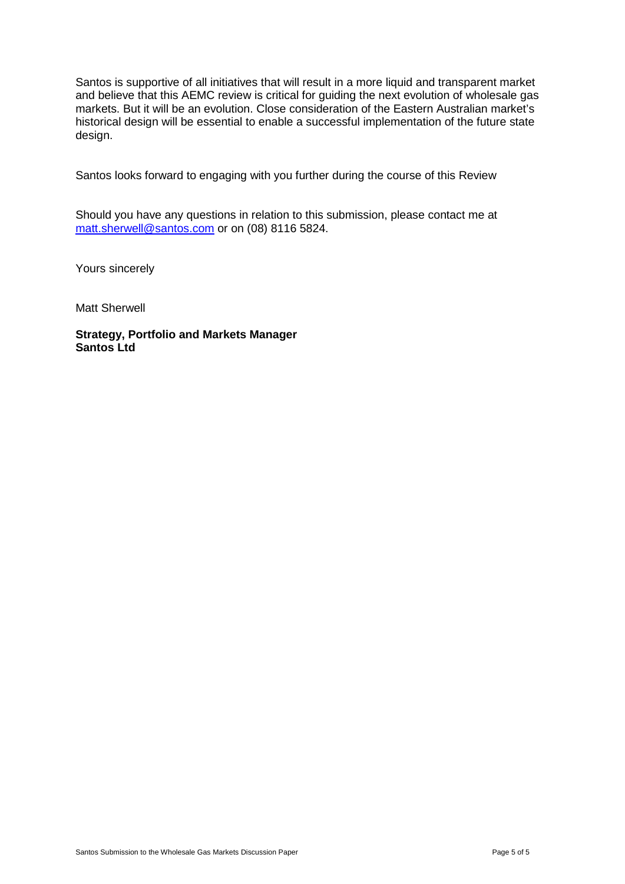Santos is supportive of all initiatives that will result in a more liquid and transparent market and believe that this AEMC review is critical for guiding the next evolution of wholesale gas markets. But it will be an evolution. Close consideration of the Eastern Australian market's historical design will be essential to enable a successful implementation of the future state design.

Santos looks forward to engaging with you further during the course of this Review

Should you have any questions in relation to this submission, please contact me at matt.sherwell@santos.com or on (08) 8116 5824.

Yours sincerely

Matt Sherwell

**Strategy, Portfolio and Markets Manager**
**Santos Ltd**